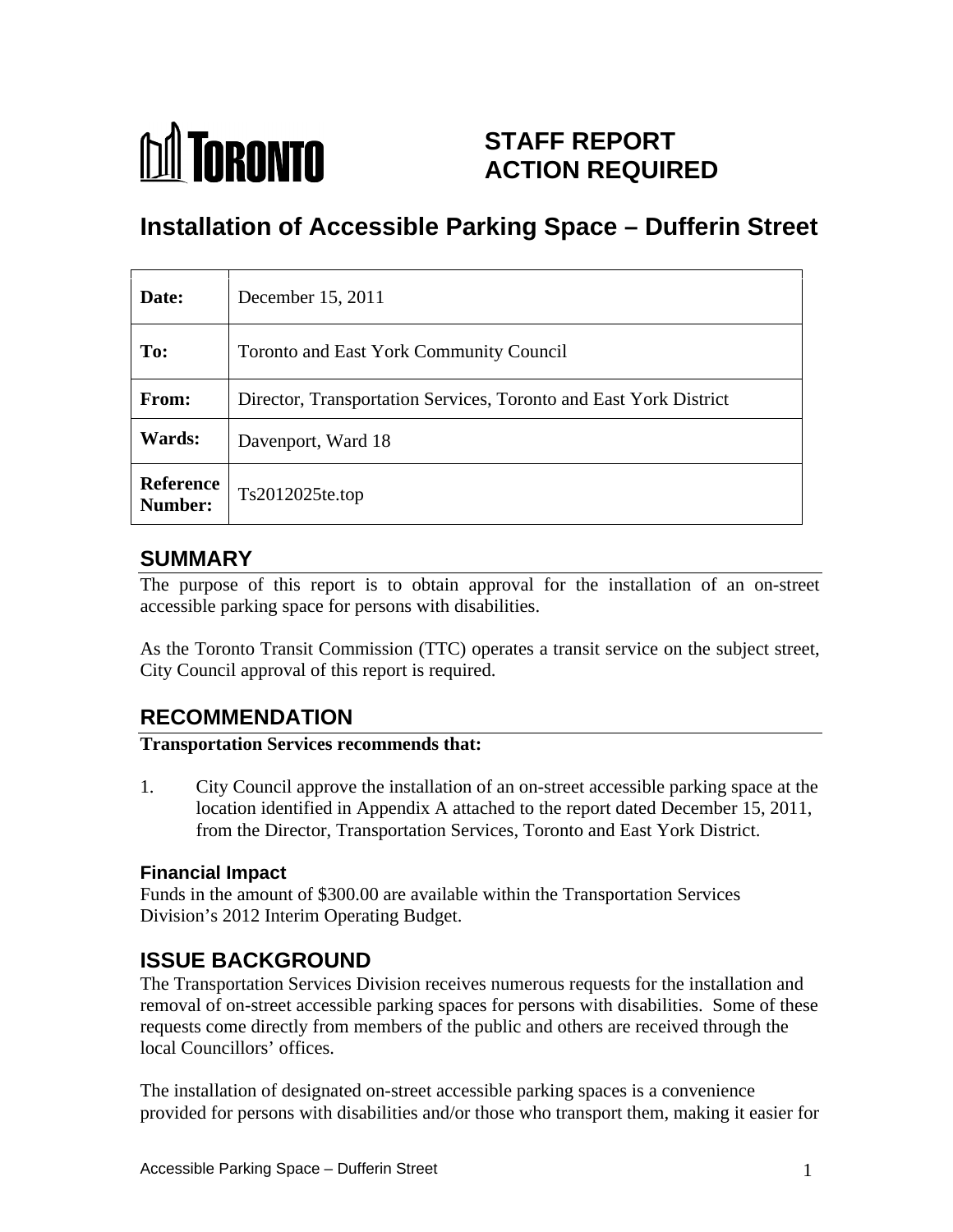# TORONTO

# STAFF REPORT ACTION REQUIRED

# Installation of Accessible Parking Space – Dufferin Street

| | |
|---|---|
| **Date:** | December 15, 2011 |
| **To:** | Toronto and East York Community Council |
| **From:** | Director, Transportation Services, Toronto and East York District |
| **Wards:** | Davenport, Ward 18 |
| **Reference Number:** | Ts2012025te.top |

## SUMMARY

The purpose of this report is to obtain approval for the installation of an on-street accessible parking space for persons with disabilities.

As the Toronto Transit Commission (TTC) operates a transit service on the subject street, City Council approval of this report is required.

## RECOMMENDATION

**Transportation Services recommends that:**

1. City Council approve the installation of an on-street accessible parking space at the location identified in Appendix A attached to the report dated December 15, 2011, from the Director, Transportation Services, Toronto and East York District.

### Financial Impact

Funds in the amount of $300.00 are available within the Transportation Services Division's 2012 Interim Operating Budget.

## ISSUE BACKGROUND

The Transportation Services Division receives numerous requests for the installation and removal of on-street accessible parking spaces for persons with disabilities. Some of these requests come directly from members of the public and others are received through the local Councillors' offices.

The installation of designated on-street accessible parking spaces is a convenience provided for persons with disabilities and/or those who transport them, making it easier for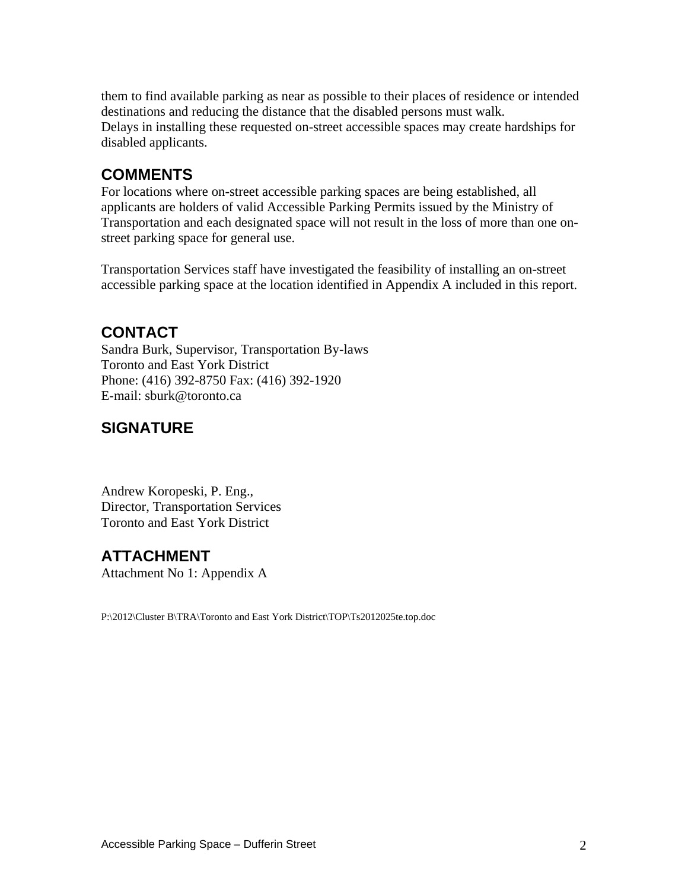them to find available parking as near as possible to their places of residence or intended destinations and reducing the distance that the disabled persons must walk.
Delays in installing these requested on-street accessible spaces may create hardships for disabled applicants.

## COMMENTS

For locations where on-street accessible parking spaces are being established, all applicants are holders of valid Accessible Parking Permits issued by the Ministry of Transportation and each designated space will not result in the loss of more than one on-street parking space for general use.

Transportation Services staff have investigated the feasibility of installing an on-street accessible parking space at the location identified in Appendix A included in this report.

## CONTACT

Sandra Burk, Supervisor, Transportation By-laws
Toronto and East York District
Phone: (416) 392-8750 Fax: (416) 392-1920
E-mail: sburk@toronto.ca

## SIGNATURE

Andrew Koropeski, P. Eng.,
Director, Transportation Services
Toronto and East York District

## ATTACHMENT

Attachment No 1: Appendix A

P:\2012\Cluster B\TRA\Toronto and East York District\TOP\Ts2012025te.top.doc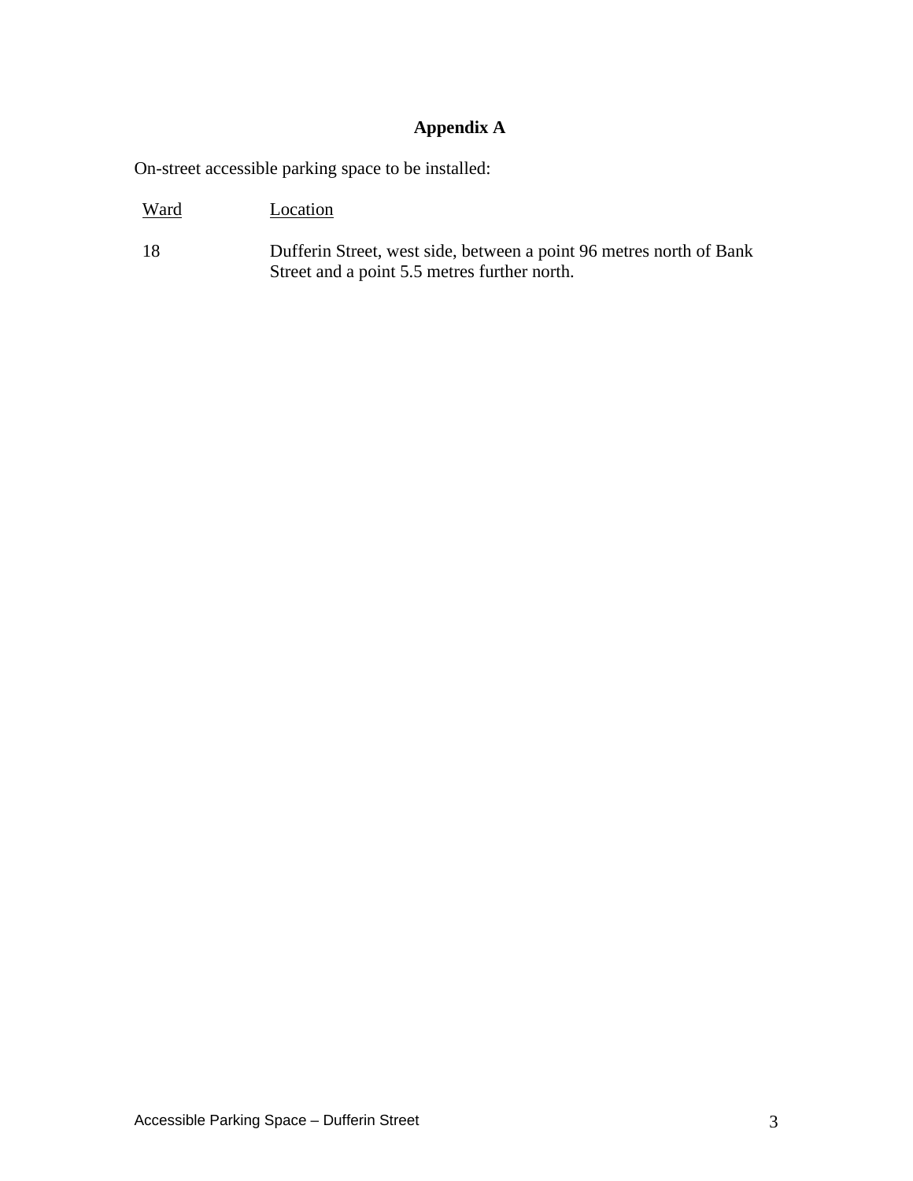# Appendix A

On-street accessible parking space to be installed:

| Ward | Location |
| --- | --- |
| 18 | Dufferin Street, west side, between a point 96 metres north of Bank Street and a point 5.5 metres further north. |